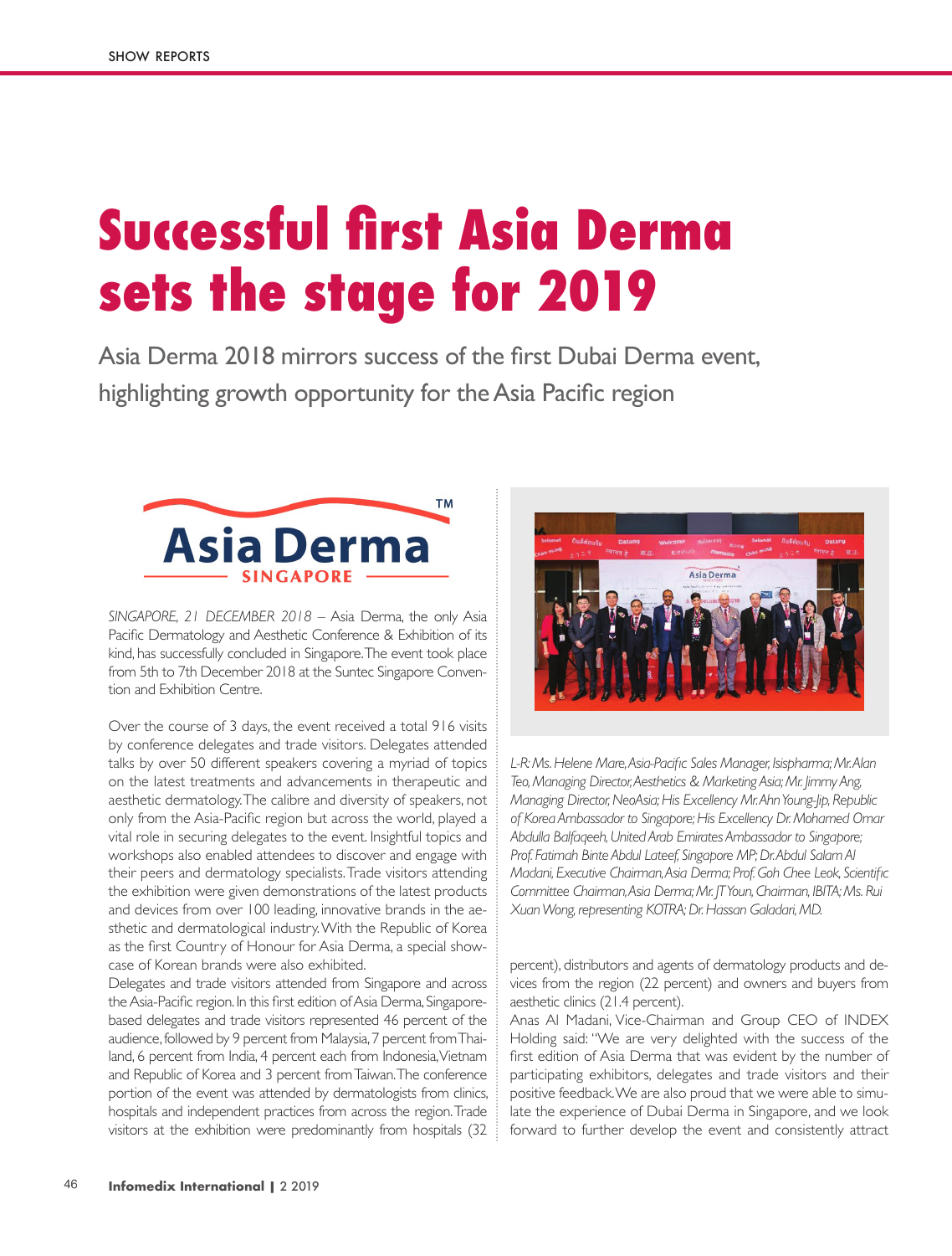# Successful first Asia Derma sets the stage for 2019

Asia Derma 2018 mirrors success of the first Dubai Derma event, highlighting growth opportunity for the Asia Pacific region

*SINGAPORE, 21 DECEMBER 2018* – Asia Derma, the only Asia Pacific Dermatology and Aesthetic Conference & Exhibition of its kind, has successfully concluded in Singapore. The event took place from 5th to 7th December 2018 at the Suntec Singapore Convention and Exhibition Centre.

Over the course of 3 days, the event received a total 916 visits by conference delegates and trade visitors. Delegates attended talks by over 50 different speakers covering a myriad of topics on the latest treatments and advancements in therapeutic and aesthetic dermatology. The calibre and diversity of speakers, not only from the Asia-Pacific region but across the world, played a vital role in securing delegates to the event. Insightful topics and workshops also enabled attendees to discover and engage with their peers and dermatology specialists. Trade visitors attending the exhibition were given demonstrations of the latest products and devices from over 100 leading, innovative brands in the aesthetic and dermatological industry. With the Republic of Korea as the first Country of Honour for Asia Derma, a special showcase of Korean brands were also exhibited.

Delegates and trade visitors attended from Singapore and across the Asia-Pacific region. In this first edition of Asia Derma, Singapore-based delegates and trade visitors represented 46 percent of the audience, followed by 9 percent from Malaysia, 7 percent from Thailand, 6 percent from India, 4 percent each from Indonesia, Vietnam and Republic of Korea and 3 percent from Taiwan. The conference portion of the event was attended by dermatologists from clinics, hospitals and independent practices from across the region. Trade visitors at the exhibition were predominantly from hospitals (32 percent), distributors and agents of dermatology products and devices from the region (22 percent) and owners and buyers from aesthetic clinics (21.4 percent).

*L-R: Ms. Helene Mare, Asia-Pacific Sales Manager, Isispharma; Mr. Alan Teo, Managing Director, Aesthetics & Marketing Asia; Mr. Jimmy Ang, Managing Director, NeoAsia; His Excellency Mr. Ahn Young-Jip, Republic of Korea Ambassador to Singapore; His Excellency Dr. Mohamed Omar Abdulla Balfaqeeh, United Arab Emirates Ambassador to Singapore; Prof. Fatimah Binte Abdul Lateef, Singapore MP; Dr. Abdul Salam Al Madani, Executive Chairman, Asia Derma; Prof. Goh Chee Leok, Scientific Committee Chairman, Asia Derma; Mr. JT Youn, Chairman, IBITA; Ms. Rui Xuan Wong, representing KOTRA; Dr. Hassan Galadari, MD.*

Anas Al Madani, Vice-Chairman and Group CEO of INDEX Holding said: "We are very delighted with the success of the first edition of Asia Derma that was evident by the number of participating exhibitors, delegates and trade visitors and their positive feedback. We are also proud that we were able to simulate the experience of Dubai Derma in Singapore, and we look forward to further develop the event and consistently attract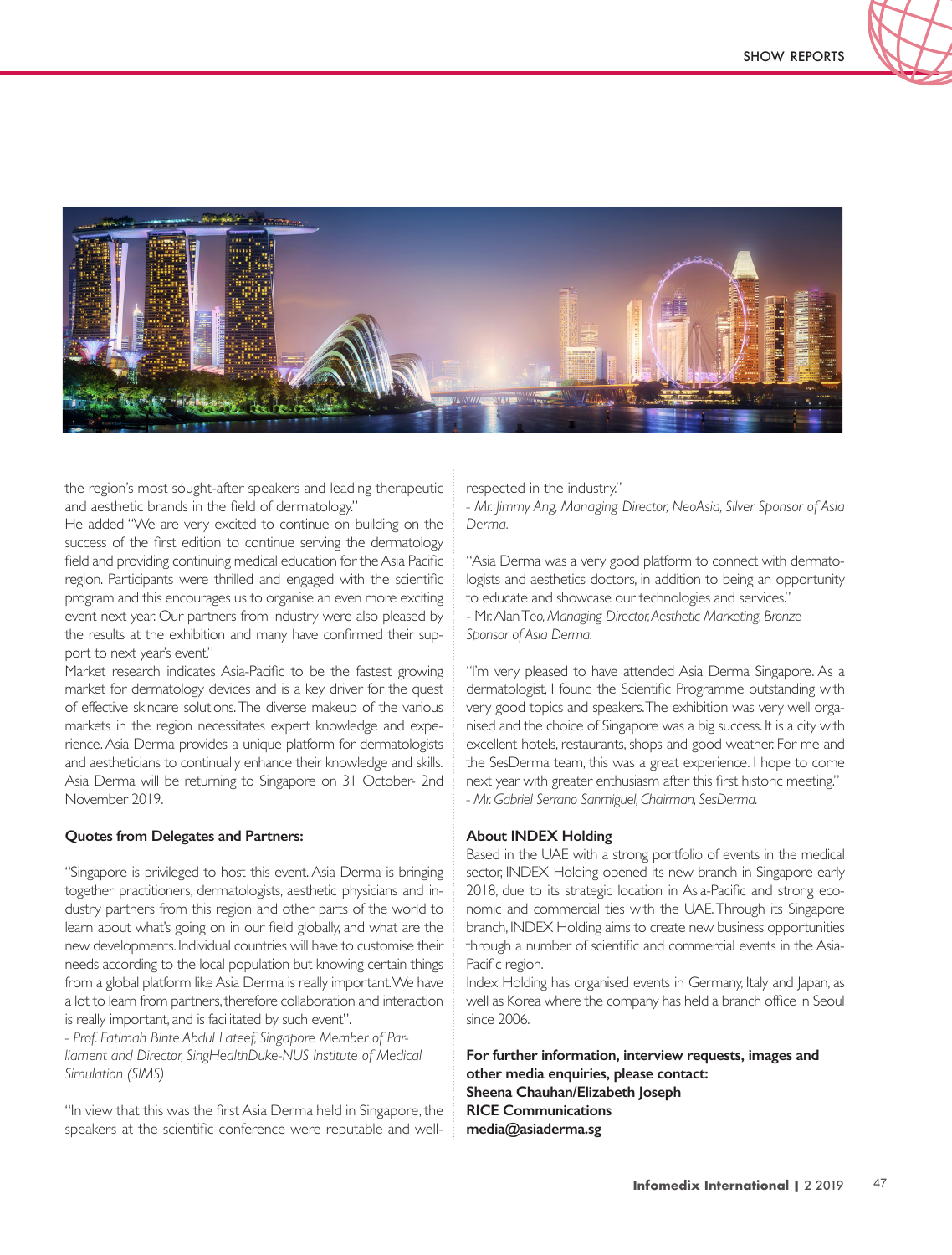the region's most sought-after speakers and leading therapeutic and aesthetic brands in the field of dermatology."

He added "We are very excited to continue on building on the success of the first edition to continue serving the dermatology field and providing continuing medical education for the Asia Pacific region. Participants were thrilled and engaged with the scientific program and this encourages us to organise an even more exciting event next year. Our partners from industry were also pleased by the results at the exhibition and many have confirmed their support to next year's event."

Market research indicates Asia-Pacific to be the fastest growing market for dermatology devices and is a key driver for the quest of effective skincare solutions. The diverse makeup of the various markets in the region necessitates expert knowledge and experience. Asia Derma provides a unique platform for dermatologists and aestheticians to continually enhance their knowledge and skills. Asia Derma will be returning to Singapore on 31 October- 2nd November 2019.

**Quotes from Delegates and Partners:**

"Singapore is privileged to host this event. Asia Derma is bringing together practitioners, dermatologists, aesthetic physicians and industry partners from this region and other parts of the world to learn about what's going on in our field globally, and what are the new developments. Individual countries will have to customise their needs according to the local population but knowing certain things from a global platform like Asia Derma is really important. We have a lot to learn from partners, therefore collaboration and interaction is really important, and is facilitated by such event".

*- Prof. Fatimah Binte Abdul Lateef, Singapore Member of Parliament and Director, SingHealthDuke-NUS Institute of Medical Simulation (SIMS)*

"In view that this was the first Asia Derma held in Singapore, the speakers at the scientific conference were reputable and well-respected in the industry."

*- Mr. Jimmy Ang, Managing Director, NeoAsia, Silver Sponsor of Asia Derma.*

"Asia Derma was a very good platform to connect with dermatologists and aesthetics doctors, in addition to being an opportunity to educate and showcase our technologies and services."

- Mr. Alan Teo, *Managing Director, Aesthetic Marketing, Bronze Sponsor of Asia Derma.*

"I'm very pleased to have attended Asia Derma Singapore. As a dermatologist, I found the Scientific Programme outstanding with very good topics and speakers. The exhibition was very well organised and the choice of Singapore was a big success. It is a city with excellent hotels, restaurants, shops and good weather. For me and the SesDerma team, this was a great experience. I hope to come next year with greater enthusiasm after this first historic meeting."

*- Mr. Gabriel Serrano Sanmiguel, Chairman, SesDerma.*

**About INDEX Holding**

Based in the UAE with a strong portfolio of events in the medical sector, INDEX Holding opened its new branch in Singapore early 2018, due to its strategic location in Asia-Pacific and strong economic and commercial ties with the UAE. Through its Singapore branch, INDEX Holding aims to create new business opportunities through a number of scientific and commercial events in the Asia-Pacific region.

Index Holding has organised events in Germany, Italy and Japan, as well as Korea where the company has held a branch office in Seoul since 2006.

**For further information, interview requests, images and other media enquiries, please contact:**
**Sheena Chauhan/Elizabeth Joseph**
**RICE Communications**
**media@asiaderma.sg**